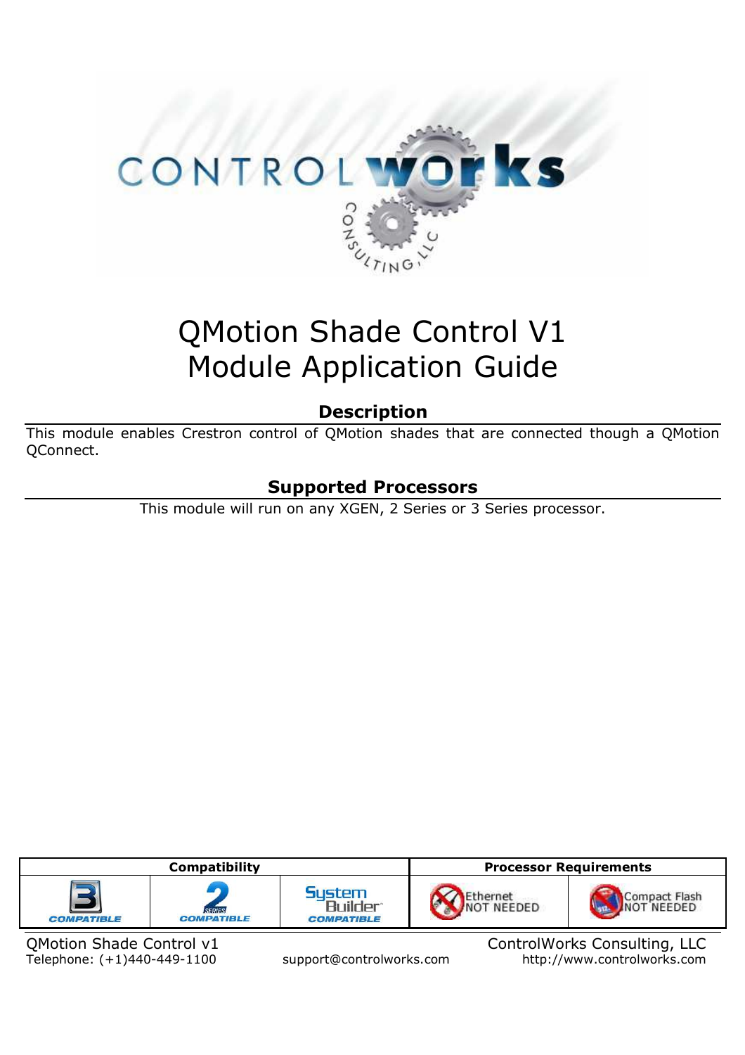# QMotion Shade Control V1
# Module Application Guide

## Description

This module enables Crestron control of QMotion shades that are connected though a QMotion QConnect.

## Supported Processors

This module will run on any XGEN, 2 Series or 3 Series processor.

| Compatibility | | | Processor Requirements | |
|---|---|---|---|---|
| 3 Series COMPATIBLE | 2 Series COMPATIBLE | System Builder COMPATIBLE | Ethernet NOT NEEDED | Compact Flash NOT NEEDED |

QMotion Shade Control v1

ControlWorks Consulting, LLC

Telephone: (+1)440-449-1100 support@controlworks.com http://www.controlworks.com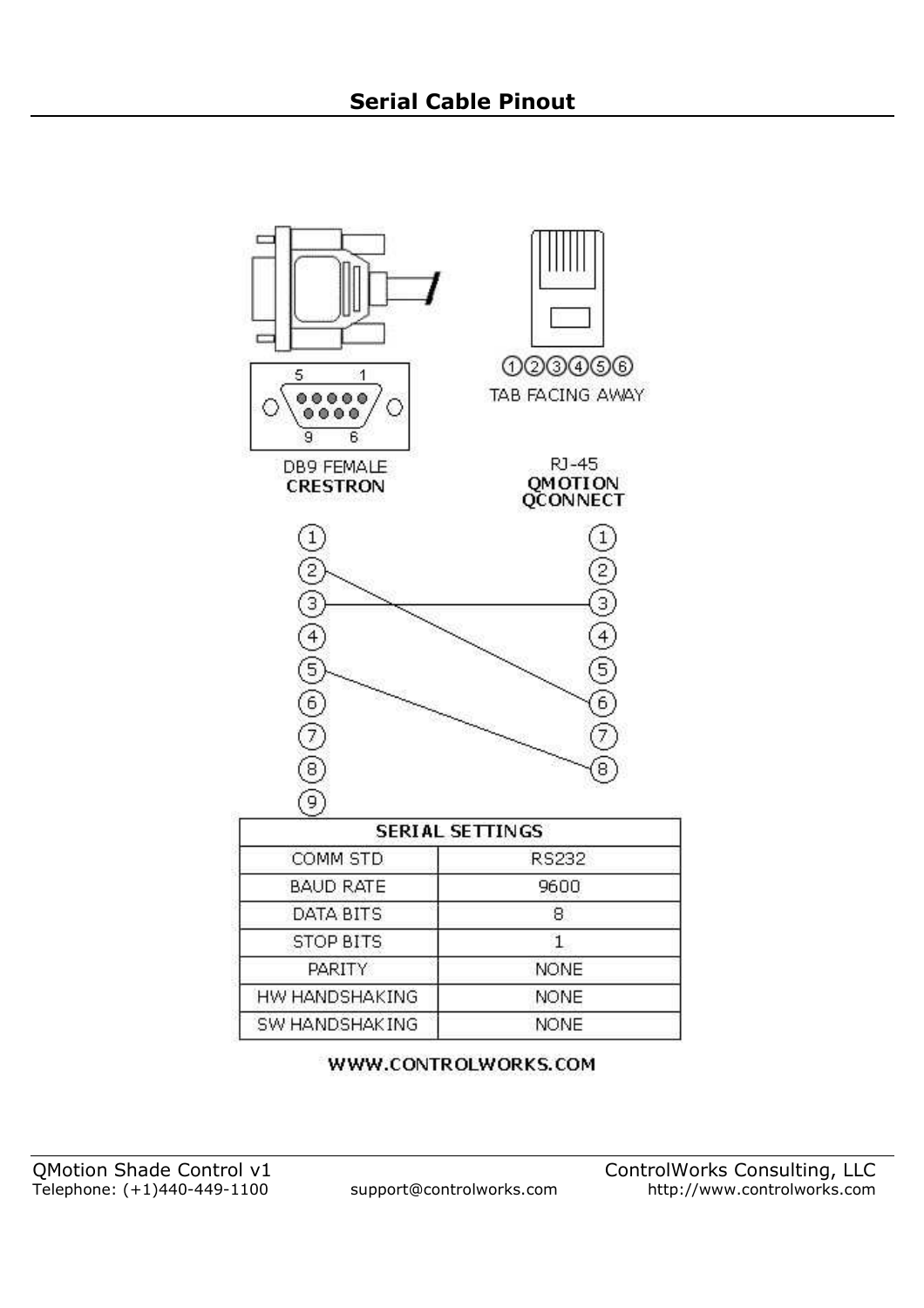## Serial Cable Pinout

DB9 FEMALE
**CRESTRON**

RJ-45
**QMOTION QCONNECT**

TAB FACING AWAY

| SERIAL SETTINGS | |
|---|---|
| COMM STD | RS232 |
| BAUD RATE | 9600 |
| DATA BITS | 8 |
| STOP BITS | 1 |
| PARITY | NONE |
| HW HANDSHAKING | NONE |
| SW HANDSHAKING | NONE |

**WWW.CONTROLWORKS.COM**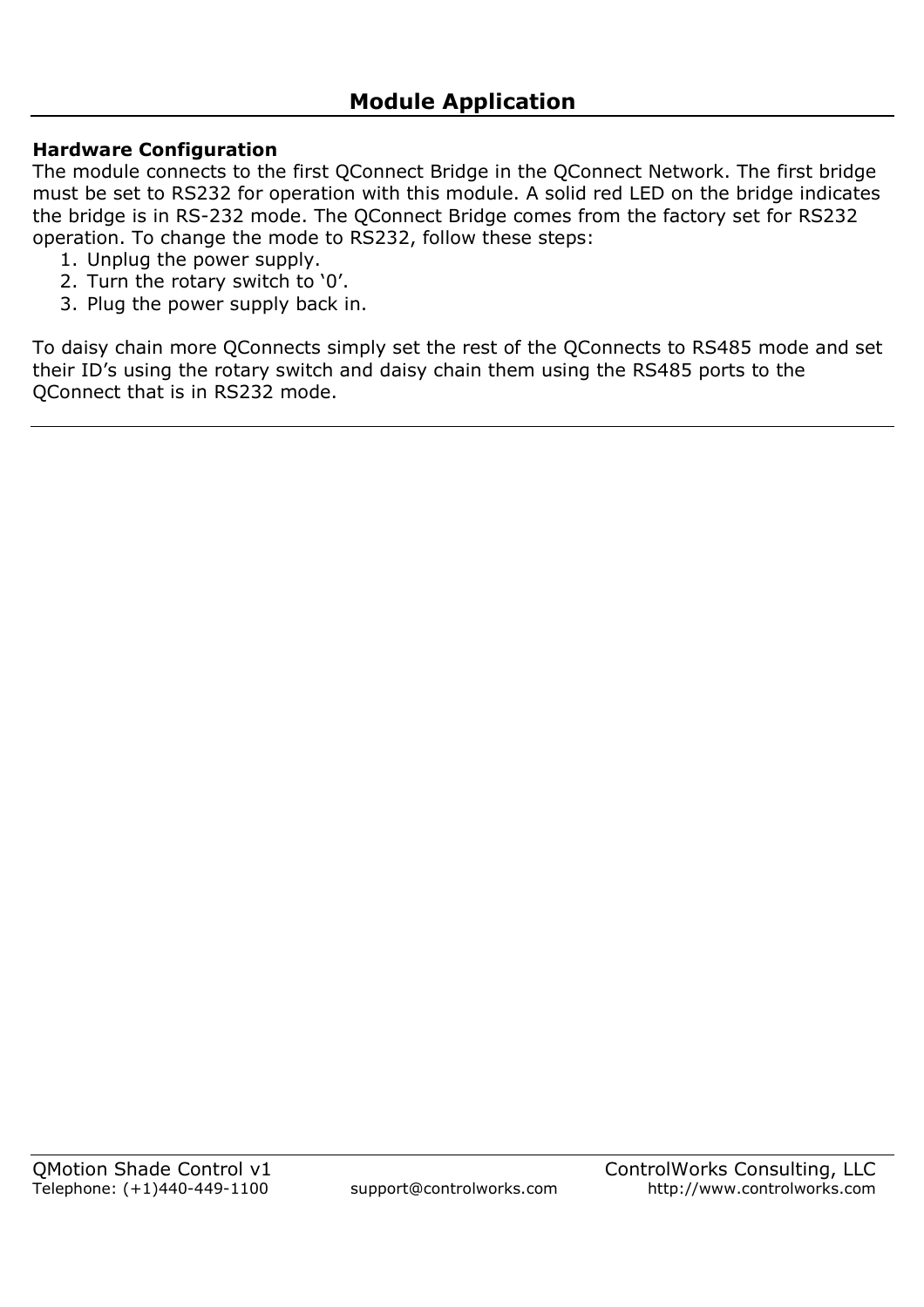## Module Application

**Hardware Configuration**

The module connects to the first QConnect Bridge in the QConnect Network. The first bridge must be set to RS232 for operation with this module. A solid red LED on the bridge indicates the bridge is in RS-232 mode. The QConnect Bridge comes from the factory set for RS232 operation. To change the mode to RS232, follow these steps:

1. Unplug the power supply.
2. Turn the rotary switch to '0'.
3. Plug the power supply back in.

To daisy chain more QConnects simply set the rest of the QConnects to RS485 mode and set their ID's using the rotary switch and daisy chain them using the RS485 ports to the QConnect that is in RS232 mode.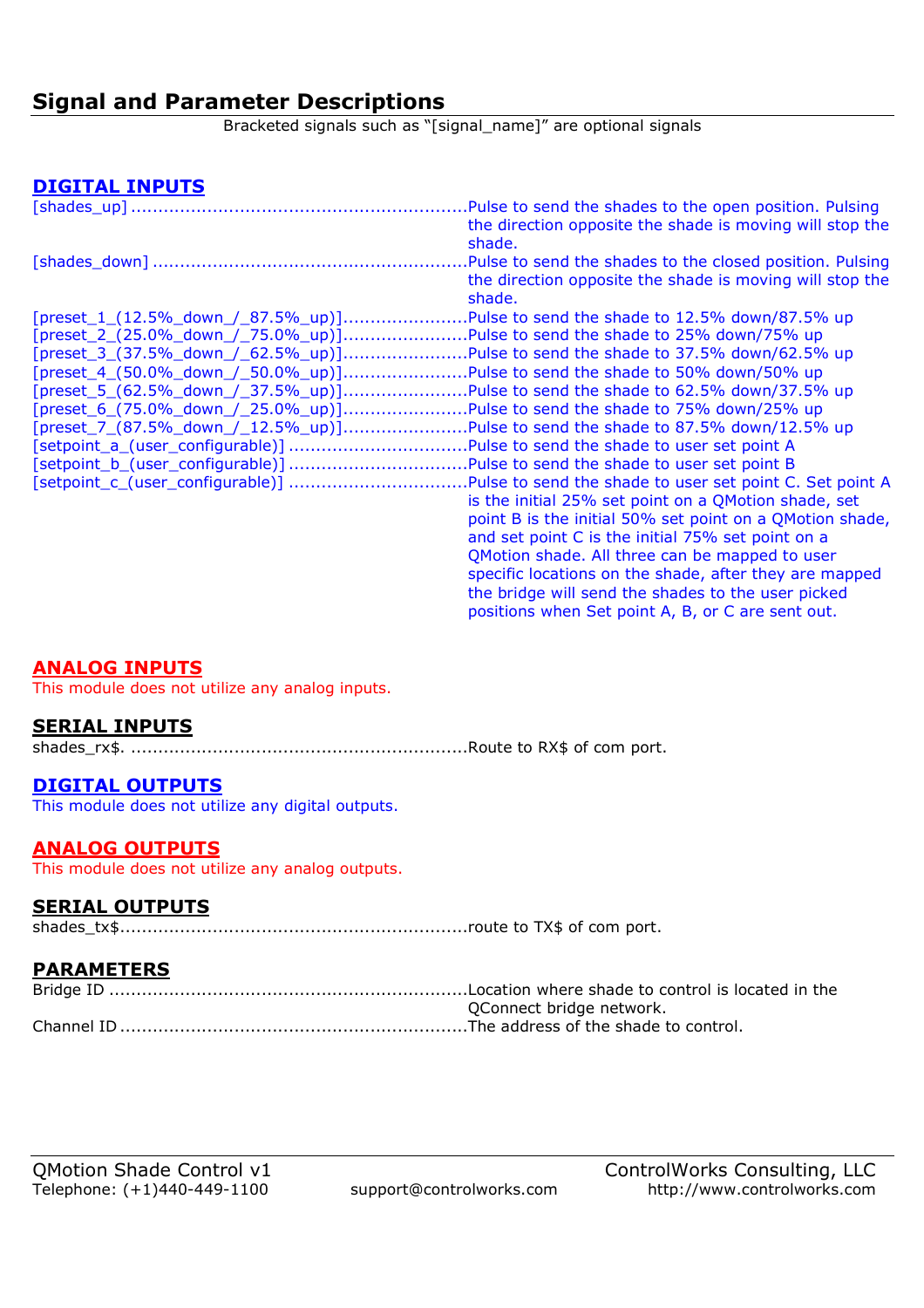## Signal and Parameter Descriptions

Bracketed signals such as "[signal_name]" are optional signals

### DIGITAL INPUTS

[shades_up] ............................................................Pulse to send the shades to the open position. Pulsing the direction opposite the shade is moving will stop the shade.
[shades_down] ........................................................Pulse to send the shades to the closed position. Pulsing the direction opposite the shade is moving will stop the shade.
[preset_1_(12.5%_down_/_87.5%_up)]......................Pulse to send the shade to 12.5% down/87.5% up
[preset_2_(25.0%_down_/_75.0%_up)]......................Pulse to send the shade to 25% down/75% up
[preset_3_(37.5%_down_/_62.5%_up)]......................Pulse to send the shade to 37.5% down/62.5% up
[preset_4_(50.0%_down_/_50.0%_up)]......................Pulse to send the shade to 50% down/50% up
[preset_5_(62.5%_down_/_37.5%_up)]......................Pulse to send the shade to 62.5% down/37.5% up
[preset_6_(75.0%_down_/_25.0%_up)]......................Pulse to send the shade to 75% down/25% up
[preset_7_(87.5%_down_/_12.5%_up)]......................Pulse to send the shade to 87.5% down/12.5% up
[setpoint_a_(user_configurable)] ................................Pulse to send the shade to user set point A
[setpoint_b_(user_configurable)] ................................Pulse to send the shade to user set point B
[setpoint_c_(user_configurable)] ................................Pulse to send the shade to user set point C. Set point A is the initial 25% set point on a QMotion shade, set point B is the initial 50% set point on a QMotion shade, and set point C is the initial 75% set point on a QMotion shade. All three can be mapped to user specific locations on the shade, after they are mapped the bridge will send the shades to the user picked positions when Set point A, B, or C are sent out.

### ANALOG INPUTS

This module does not utilize any analog inputs.

### SERIAL INPUTS

shades_rx$. ............................................................Route to RX$ of com port.

### DIGITAL OUTPUTS

This module does not utilize any digital outputs.

### ANALOG OUTPUTS

This module does not utilize any analog outputs.

### SERIAL OUTPUTS

shades_tx$...............................................................route to TX$ of com port.

### PARAMETERS

Bridge ID ................................................................Location where shade to control is located in the QConnect bridge network.
Channel ID ..............................................................The address of the shade to control.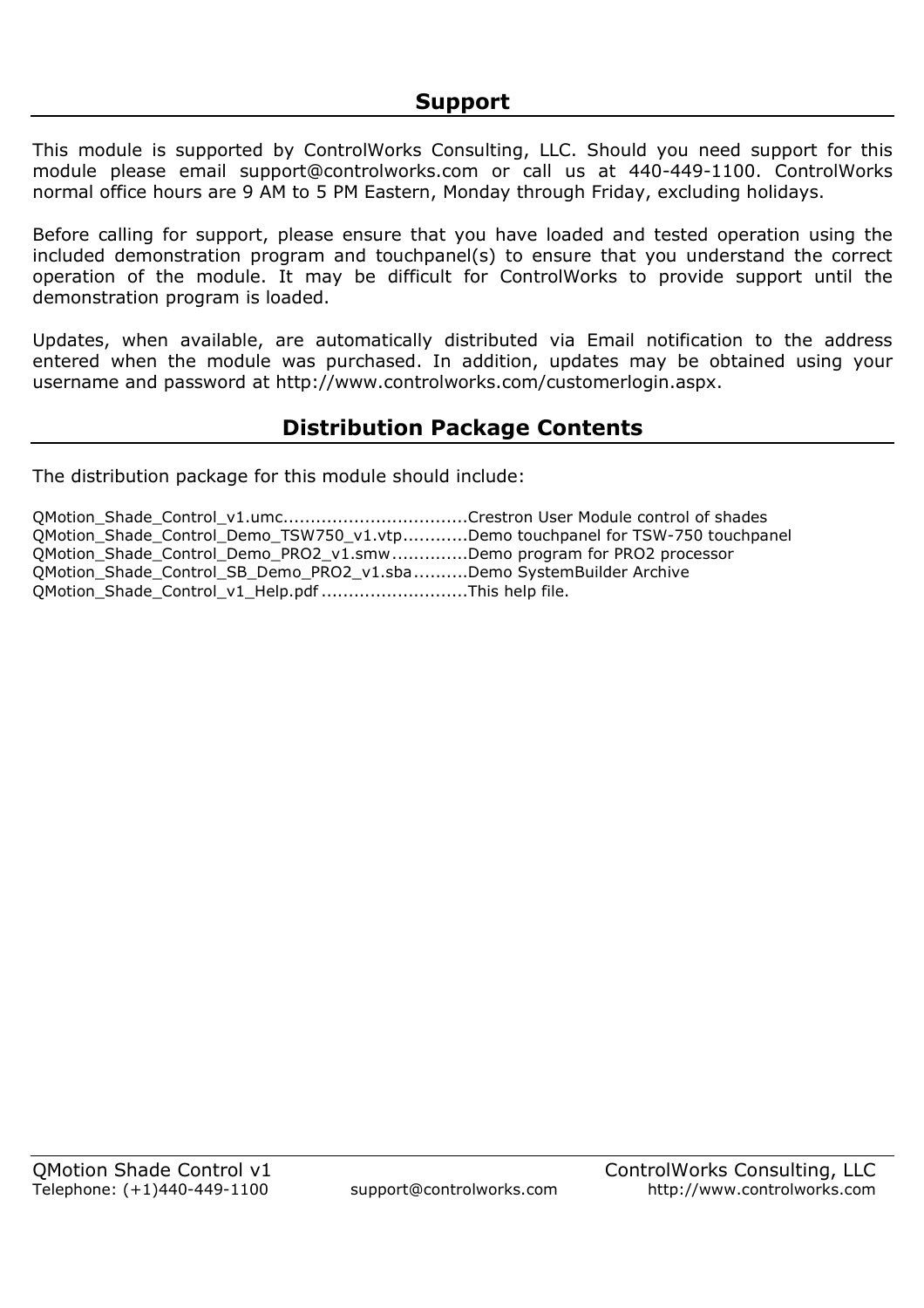## Support

This module is supported by ControlWorks Consulting, LLC. Should you need support for this module please email support@controlworks.com or call us at 440-449-1100. ControlWorks normal office hours are 9 AM to 5 PM Eastern, Monday through Friday, excluding holidays.

Before calling for support, please ensure that you have loaded and tested operation using the included demonstration program and touchpanel(s) to ensure that you understand the correct operation of the module. It may be difficult for ControlWorks to provide support until the demonstration program is loaded.

Updates, when available, are automatically distributed via Email notification to the address entered when the module was purchased. In addition, updates may be obtained using your username and password at http://www.controlworks.com/customerlogin.aspx.

## Distribution Package Contents

The distribution package for this module should include:

QMotion_Shade_Control_v1.umc.................................Crestron User Module control of shades
QMotion_Shade_Control_Demo_TSW750_v1.vtp............Demo touchpanel for TSW-750 touchpanel
QMotion_Shade_Control_Demo_PRO2_v1.smw.............Demo program for PRO2 processor
QMotion_Shade_Control_SB_Demo_PRO2_v1.sba..........Demo SystemBuilder Archive
QMotion_Shade_Control_v1_Help.pdf..........................This help file.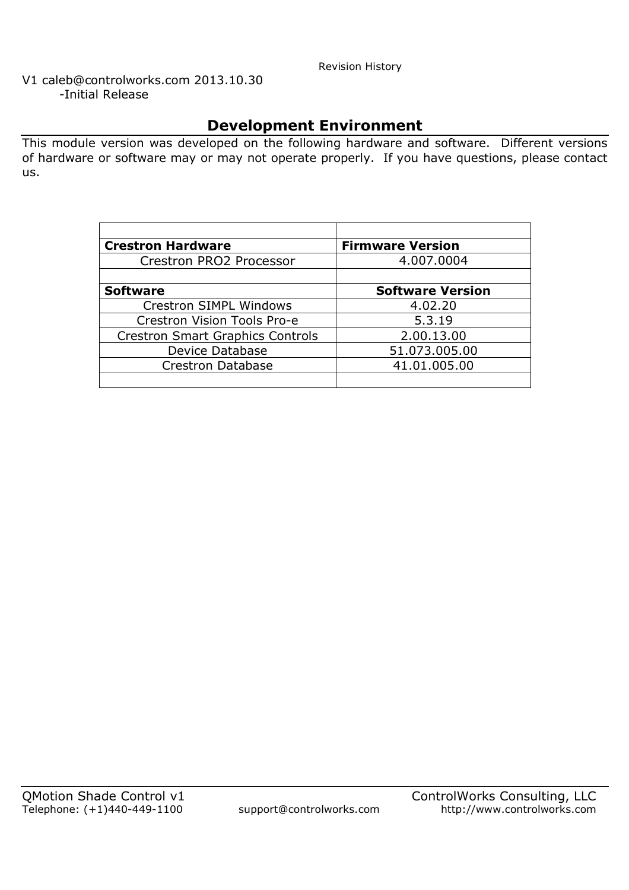Revision History

V1 caleb@controlworks.com 2013.10.30
-Initial Release

## Development Environment

This module version was developed on the following hardware and software. Different versions of hardware or software may or may not operate properly. If you have questions, please contact us.

| | |
|---|---|
| **Crestron Hardware** | **Firmware Version** |
| Crestron PRO2 Processor | 4.007.0004 |
| | |
| **Software** | **Software Version** |
| Crestron SIMPL Windows | 4.02.20 |
| Crestron Vision Tools Pro-e | 5.3.19 |
| Crestron Smart Graphics Controls | 2.00.13.00 |
| Device Database | 51.073.005.00 |
| Crestron Database | 41.01.005.00 |
| | |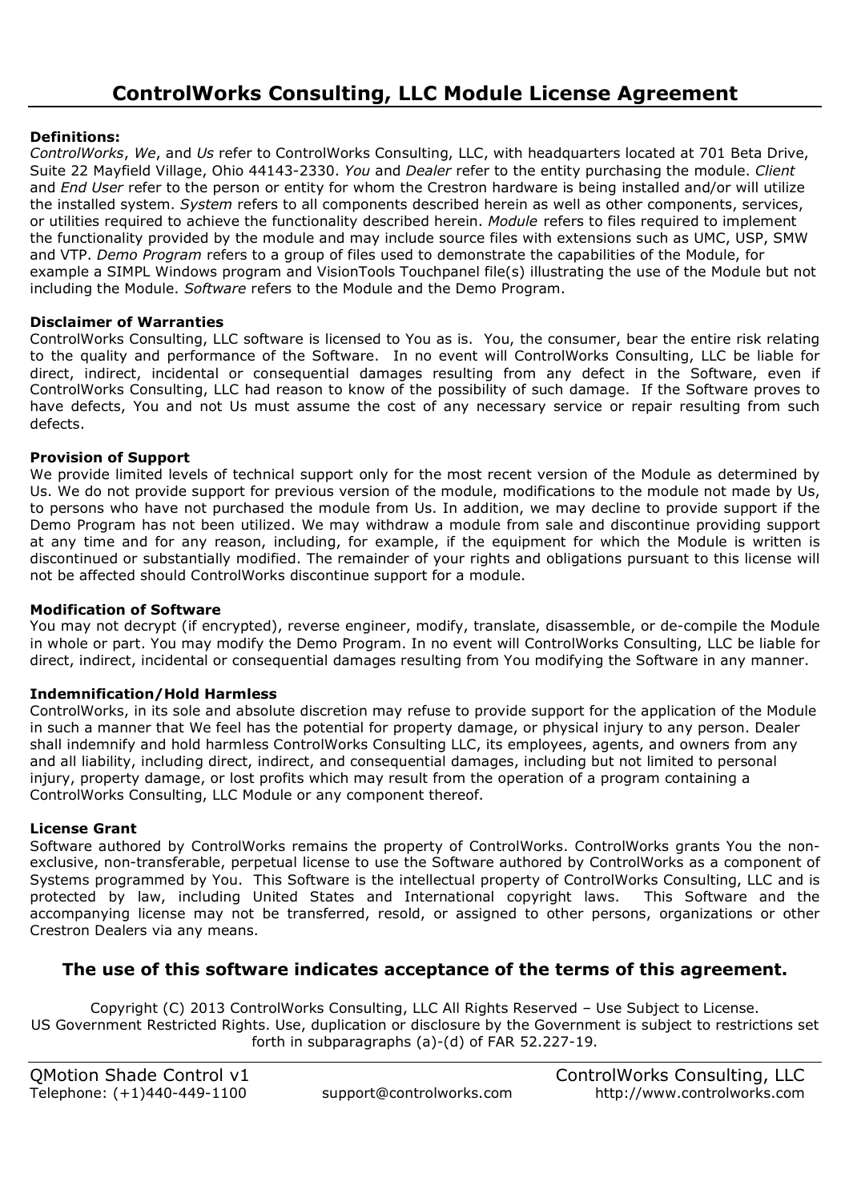# ControlWorks Consulting, LLC Module License Agreement

**Definitions:**
*ControlWorks*, *We*, and *Us* refer to ControlWorks Consulting, LLC, with headquarters located at 701 Beta Drive, Suite 22 Mayfield Village, Ohio 44143-2330. *You* and *Dealer* refer to the entity purchasing the module. *Client* and *End User* refer to the person or entity for whom the Crestron hardware is being installed and/or will utilize the installed system. *System* refers to all components described herein as well as other components, services, or utilities required to achieve the functionality described herein. *Module* refers to files required to implement the functionality provided by the module and may include source files with extensions such as UMC, USP, SMW and VTP. *Demo Program* refers to a group of files used to demonstrate the capabilities of the Module, for example a SIMPL Windows program and VisionTools Touchpanel file(s) illustrating the use of the Module but not including the Module. *Software* refers to the Module and the Demo Program.

**Disclaimer of Warranties**
ControlWorks Consulting, LLC software is licensed to You as is. You, the consumer, bear the entire risk relating to the quality and performance of the Software. In no event will ControlWorks Consulting, LLC be liable for direct, indirect, incidental or consequential damages resulting from any defect in the Software, even if ControlWorks Consulting, LLC had reason to know of the possibility of such damage. If the Software proves to have defects, You and not Us must assume the cost of any necessary service or repair resulting from such defects.

**Provision of Support**
We provide limited levels of technical support only for the most recent version of the Module as determined by Us. We do not provide support for previous version of the module, modifications to the module not made by Us, to persons who have not purchased the module from Us. In addition, we may decline to provide support if the Demo Program has not been utilized. We may withdraw a module from sale and discontinue providing support at any time and for any reason, including, for example, if the equipment for which the Module is written is discontinued or substantially modified. The remainder of your rights and obligations pursuant to this license will not be affected should ControlWorks discontinue support for a module.

**Modification of Software**
You may not decrypt (if encrypted), reverse engineer, modify, translate, disassemble, or de-compile the Module in whole or part. You may modify the Demo Program. In no event will ControlWorks Consulting, LLC be liable for direct, indirect, incidental or consequential damages resulting from You modifying the Software in any manner.

**Indemnification/Hold Harmless**
ControlWorks, in its sole and absolute discretion may refuse to provide support for the application of the Module in such a manner that We feel has the potential for property damage, or physical injury to any person. Dealer shall indemnify and hold harmless ControlWorks Consulting LLC, its employees, agents, and owners from any and all liability, including direct, indirect, and consequential damages, including but not limited to personal injury, property damage, or lost profits which may result from the operation of a program containing a ControlWorks Consulting, LLC Module or any component thereof.

**License Grant**
Software authored by ControlWorks remains the property of ControlWorks. ControlWorks grants You the non-exclusive, non-transferable, perpetual license to use the Software authored by ControlWorks as a component of Systems programmed by You. This Software is the intellectual property of ControlWorks Consulting, LLC and is protected by law, including United States and International copyright laws. This Software and the accompanying license may not be transferred, resold, or assigned to other persons, organizations or other Crestron Dealers via any means.

**The use of this software indicates acceptance of the terms of this agreement.**

Copyright (C) 2013 ControlWorks Consulting, LLC All Rights Reserved – Use Subject to License.
US Government Restricted Rights. Use, duplication or disclosure by the Government is subject to restrictions set forth in subparagraphs (a)-(d) of FAR 52.227-19.